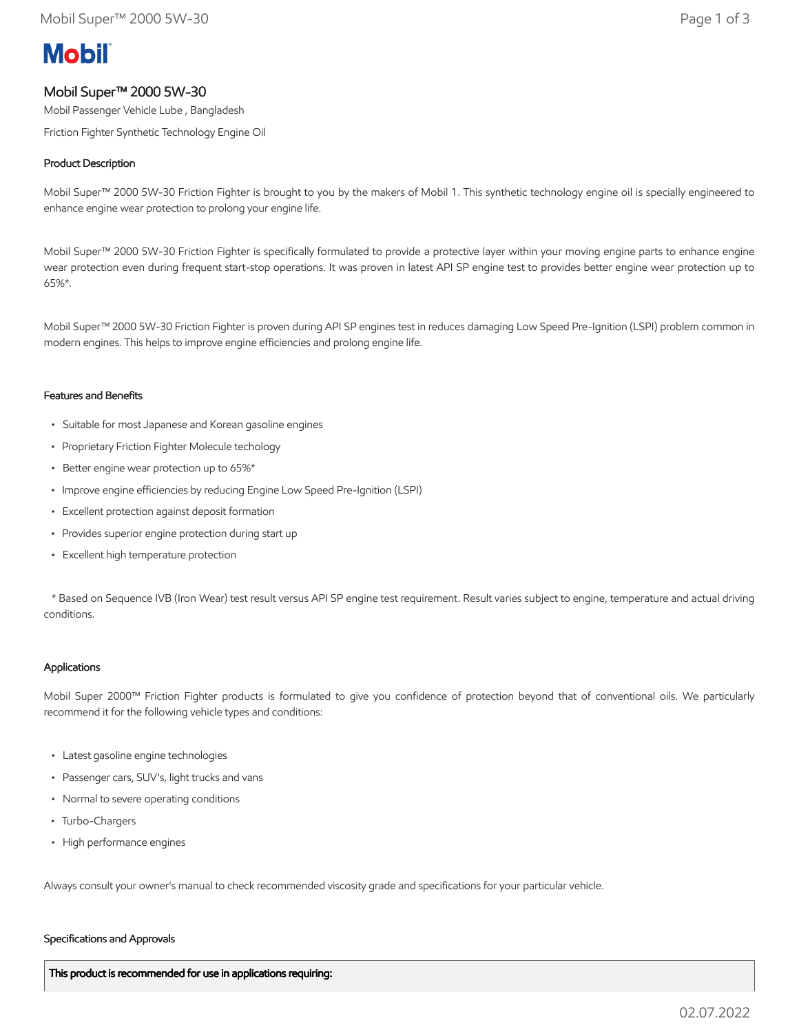# Mobil

## Mobil Super™ 2000 5W-30

Mobil Passenger Vehicle Lube , Bangladesh

Friction Fighter Synthetic Technology Engine Oil

### Product Description

Mobil Super™ 2000 5W-30 Friction Fighter is brought to you by the makers of Mobil 1. This synthetic technology engine oil is specially engineered to enhance engine wear protection to prolong your engine life.

Mobil Super™ 2000 5W-30 Friction Fighter is specifically formulated to provide a protective layer within your moving engine parts to enhance engine wear protection even during frequent start-stop operations. It was proven in latest API SP engine test to provides better engine wear protection up to 65%*.

Mobil Super™ 2000 5W-30 Friction Fighter is proven during API SP engines test in reduces damaging Low Speed Pre-Ignition (LSPI) problem common in modern engines. This helps to improve engine efficiencies and prolong engine life.

### Features and Benefits

- Suitable for most Japanese and Korean gasoline engines
- Proprietary Friction Fighter Molecule techology
- Better engine wear protection up to 65%*
- Improve engine efficiencies by reducing Engine Low Speed Pre-Ignition (LSPI)
- Excellent protection against deposit formation
- Provides superior engine protection during start up
- Excellent high temperature protection

\* Based on Sequence IVB (Iron Wear) test result versus API SP engine test requirement. Result varies subject to engine, temperature and actual driving conditions.

### Applications

Mobil Super 2000™ Friction Fighter products is formulated to give you confidence of protection beyond that of conventional oils. We particularly recommend it for the following vehicle types and conditions:

- Latest gasoline engine technologies
- Passenger cars, SUV's, light trucks and vans
- Normal to severe operating conditions
- Turbo-Chargers
- High performance engines

Always consult your owner's manual to check recommended viscosity grade and specifications for your particular vehicle.

### Specifications and Approvals

| This product is recommended for use in applications requiring: |
| --- |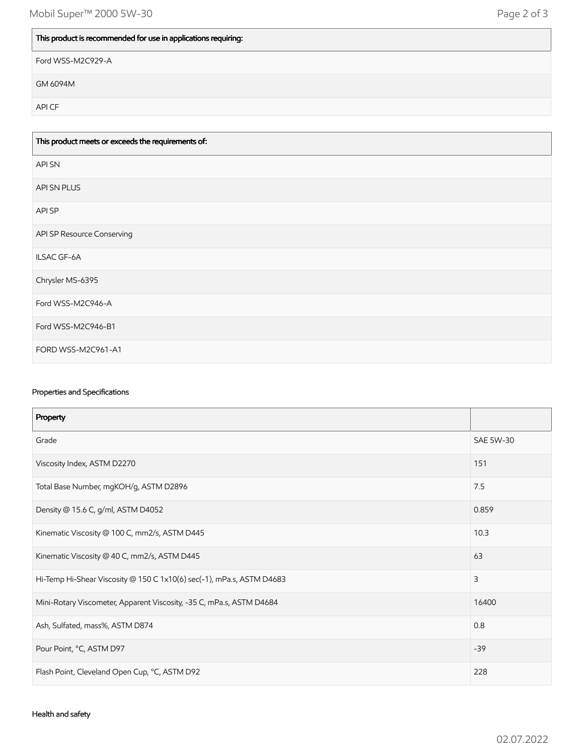| This product is recommended for use in applications requiring: |
|---|
| Ford WSS-M2C929-A |
| GM 6094M |
| API CF |

| This product meets or exceeds the requirements of: |
|---|
| API SN |
| API SN PLUS |
| API SP |
| API SP Resource Conserving |
| ILSAC GF-6A |
| Chrysler MS-6395 |
| Ford WSS-M2C946-A |
| Ford WSS-M2C946-B1 |
| FORD WSS-M2C961-A1 |

### Properties and Specifications

| Property | |
|---|---|
| Grade | SAE 5W-30 |
| Viscosity Index, ASTM D2270 | 151 |
| Total Base Number, mgKOH/g, ASTM D2896 | 7.5 |
| Density @ 15.6 C, g/ml, ASTM D4052 | 0.859 |
| Kinematic Viscosity @ 100 C, mm2/s, ASTM D445 | 10.3 |
| Kinematic Viscosity @ 40 C, mm2/s, ASTM D445 | 63 |
| Hi-Temp Hi-Shear Viscosity @ 150 C 1x10(6) sec(-1), mPa.s, ASTM D4683 | 3 |
| Mini-Rotary Viscometer, Apparent Viscosity, -35 C, mPa.s, ASTM D4684 | 16400 |
| Ash, Sulfated, mass%, ASTM D874 | 0.8 |
| Pour Point, °C, ASTM D97 | -39 |
| Flash Point, Cleveland Open Cup, °C, ASTM D92 | 228 |

### Health and safety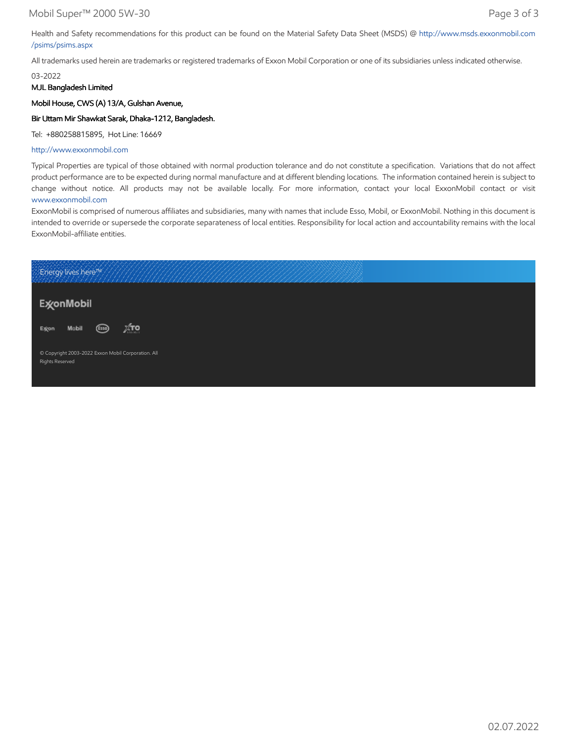Health and Safety recommendations for this product can be found on the Material Safety Data Sheet (MSDS) @ http://www.msds.exxonmobil.com/psims/psims.aspx

All trademarks used herein are trademarks or registered trademarks of Exxon Mobil Corporation or one of its subsidiaries unless indicated otherwise.

03-2022

MJL Bangladesh Limited

Mobil House, CWS (A) 13/A, Gulshan Avenue,

Bir Uttam Mir Shawkat Sarak, Dhaka-1212, Bangladesh.

Tel: +880258815895, Hot Line: 16669

http://www.exxonmobil.com

Typical Properties are typical of those obtained with normal production tolerance and do not constitute a specification. Variations that do not affect product performance are to be expected during normal manufacture and at different blending locations. The information contained herein is subject to change without notice. All products may not be available locally. For more information, contact your local ExxonMobil contact or visit www.exxonmobil.com

ExxonMobil is comprised of numerous affiliates and subsidiaries, many with names that include Esso, Mobil, or ExxonMobil. Nothing in this document is intended to override or supersede the corporate separateness of local entities. Responsibility for local action and accountability remains with the local ExxonMobil-affiliate entities.

Energy lives here™

ExxonMobil

Exxon Mobil Esso XTO

© Copyright 2003-2022 Exxon Mobil Corporation. All Rights Reserved